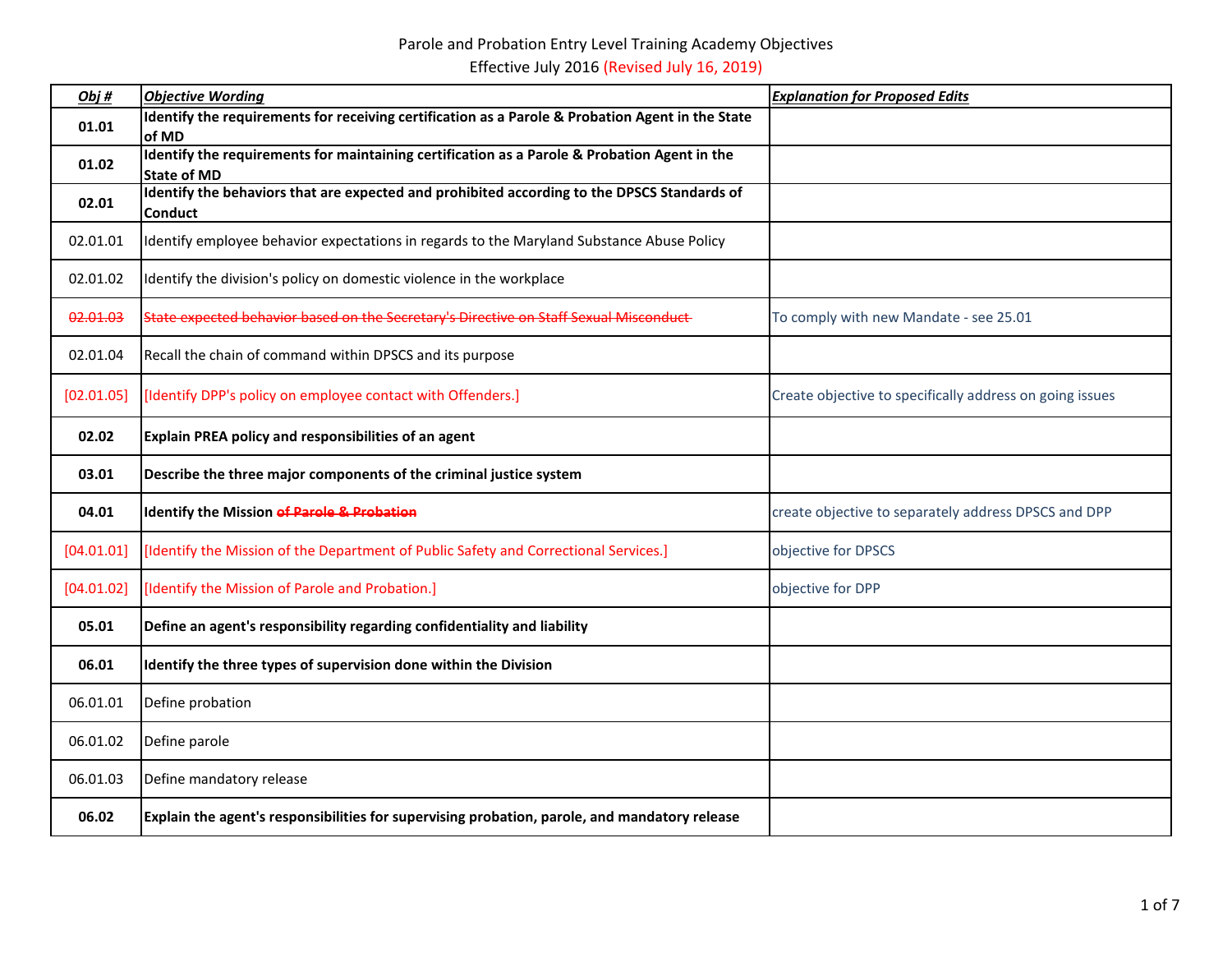# Parole and Probation Entry Level Training Academy Objectives

Effective July 2016 (Revised July 16, 2019)

| ***Obj #*** | ***Objective Wording*** | ***Explanation for Proposed Edits*** |
|---|---|---|
| **01.01** | **Identify the requirements for receiving certification as a Parole & Probation Agent in the State of MD** | |
| **01.02** | **Identify the requirements for maintaining certification as a Parole & Probation Agent in the State of MD** | |
| **02.01** | **Identify the behaviors that are expected and prohibited according to the DPSCS Standards of Conduct** | |
| 02.01.01 | Identify employee behavior expectations in regards to the Maryland Substance Abuse Policy | |
| 02.01.02 | Identify the division's policy on domestic violence in the workplace | |
| ~~02.01.03~~ | ~~State expected behavior based on the Secretary's Directive on Staff Sexual Misconduct~~ | To comply with new Mandate - see 25.01 |
| 02.01.04 | Recall the chain of command within DPSCS and its purpose | |
| [02.01.05] | [Identify DPP's policy on employee contact with Offenders.] | Create objective to specifically address on going issues |
| **02.02** | **Explain PREA policy and responsibilities of an agent** | |
| **03.01** | **Describe the three major components of the criminal justice system** | |
| **04.01** | **Identify the Mission ~~of Parole & Probation~~** | create objective to separately address DPSCS and DPP |
| [04.01.01] | [Identify the Mission of the Department of Public Safety and Correctional Services.] | objective for DPSCS |
| [04.01.02] | [Identify the Mission of Parole and Probation.] | objective for DPP |
| **05.01** | **Define an agent's responsibility regarding confidentiality and liability** | |
| **06.01** | **Identify the three types of supervision done within the Division** | |
| 06.01.01 | Define probation | |
| 06.01.02 | Define parole | |
| 06.01.03 | Define mandatory release | |
| **06.02** | **Explain the agent's responsibilities for supervising probation, parole, and mandatory release** | |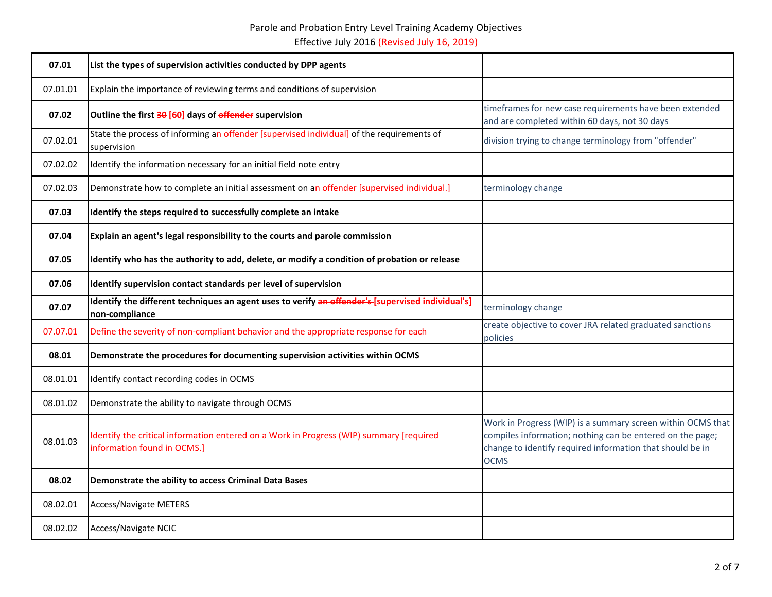Parole and Probation Entry Level Training Academy Objectives

Effective July 2016 (Revised July 16, 2019)

| | | |
|---|---|---|
| **07.01** | **List the types of supervision activities conducted by DPP agents** | |
| 07.01.01 | Explain the importance of reviewing terms and conditions of supervision | |
| **07.02** | **Outline the first ~~30~~ [60] days of ~~offender~~ supervision** | timeframes for new case requirements have been extended and are completed within 60 days, not 30 days |
| 07.02.01 | State the process of informing a~~n~~ ~~offender~~ [supervised individual] of the requirements of supervision | division trying to change terminology from "offender" |
| 07.02.02 | Identify the information necessary for an initial field note entry | |
| 07.02.03 | Demonstrate how to complete an initial assessment on a~~n~~ ~~offender~~ [supervised individual.] | terminology change |
| **07.03** | **Identify the steps required to successfully complete an intake** | |
| **07.04** | **Explain an agent's legal responsibility to the courts and parole commission** | |
| **07.05** | **Identify who has the authority to add, delete, or modify a condition of probation or release** | |
| **07.06** | **Identify supervision contact standards per level of supervision** | |
| **07.07** | **Identify the different techniques an agent uses to verify ~~an offender's~~ [supervised individual's] non-compliance** | terminology change |
| 07.07.01 | Define the severity of non-compliant behavior and the appropriate response for each | create objective to cover JRA related graduated sanctions policies |
| **08.01** | **Demonstrate the procedures for documenting supervision activities within OCMS** | |
| 08.01.01 | Identify contact recording codes in OCMS | |
| 08.01.02 | Demonstrate the ability to navigate through OCMS | |
| 08.01.03 | Identify the ~~critical information entered on a Work in Progress (WIP) summary~~ [required information found in OCMS.] | Work in Progress (WIP) is a summary screen within OCMS that compiles information; nothing can be entered on the page; change to identify required information that should be in OCMS |
| **08.02** | **Demonstrate the ability to access Criminal Data Bases** | |
| 08.02.01 | Access/Navigate METERS | |
| 08.02.02 | Access/Navigate NCIC | |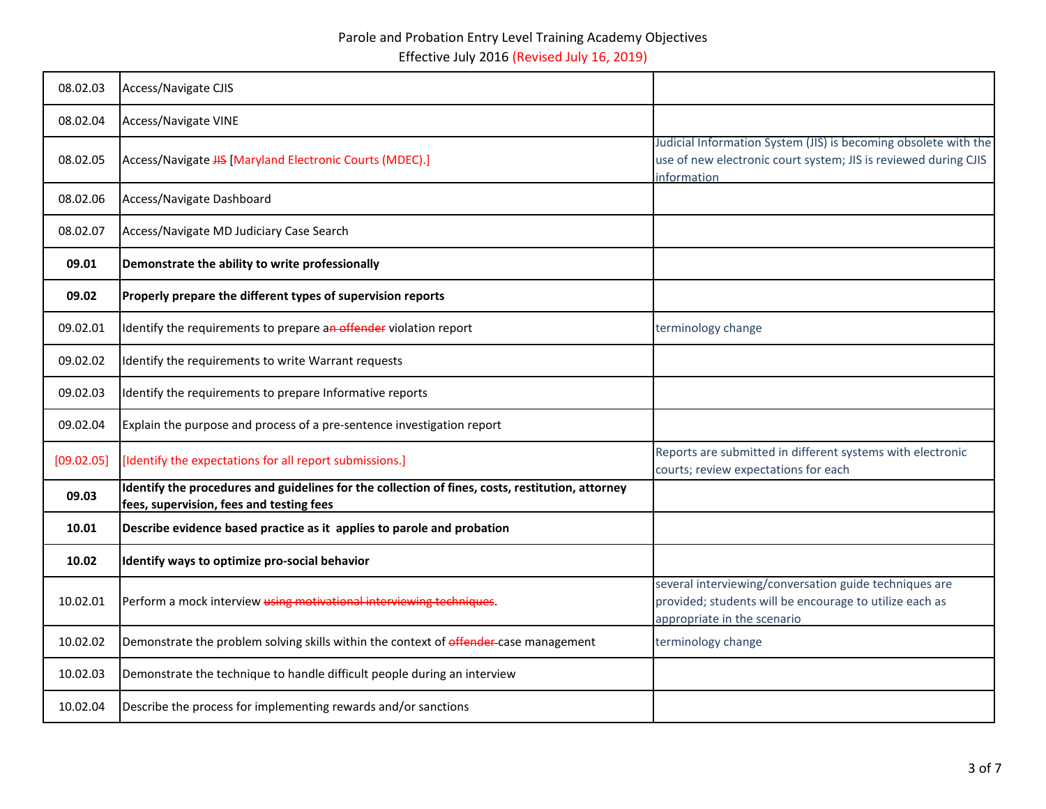| | | |
|---|---|---|
| 08.02.03 | Access/Navigate CJIS | |
| 08.02.04 | Access/Navigate VINE | |
| 08.02.05 | Access/Navigate ~~JIS~~ [Maryland Electronic Courts (MDEC).] | Judicial Information System (JIS) is becoming obsolete with the use of new electronic court system; JIS is reviewed during CJIS information |
| 08.02.06 | Access/Navigate Dashboard | |
| 08.02.07 | Access/Navigate MD Judiciary Case Search | |
| **09.01** | **Demonstrate the ability to write professionally** | |
| **09.02** | **Properly prepare the different types of supervision reports** | |
| 09.02.01 | Identify the requirements to prepare a~~n offender~~ violation report | terminology change |
| 09.02.02 | Identify the requirements to write Warrant requests | |
| 09.02.03 | Identify the requirements to prepare Informative reports | |
| 09.02.04 | Explain the purpose and process of a pre-sentence investigation report | |
| [09.02.05] | [Identify the expectations for all report submissions.] | Reports are submitted in different systems with electronic courts; review expectations for each |
| **09.03** | **Identify the procedures and guidelines for the collection of fines, costs, restitution, attorney fees, supervision, fees and testing fees** | |
| **10.01** | **Describe evidence based practice as it applies to parole and probation** | |
| **10.02** | **Identify ways to optimize pro-social behavior** | |
| 10.02.01 | Perform a mock interview ~~using motivational interviewing techniques~~. | several interviewing/conversation guide techniques are provided; students will be encourage to utilize each as appropriate in the scenario |
| 10.02.02 | Demonstrate the problem solving skills within the context of ~~offender~~ case management | terminology change |
| 10.02.03 | Demonstrate the technique to handle difficult people during an interview | |
| 10.02.04 | Describe the process for implementing rewards and/or sanctions | |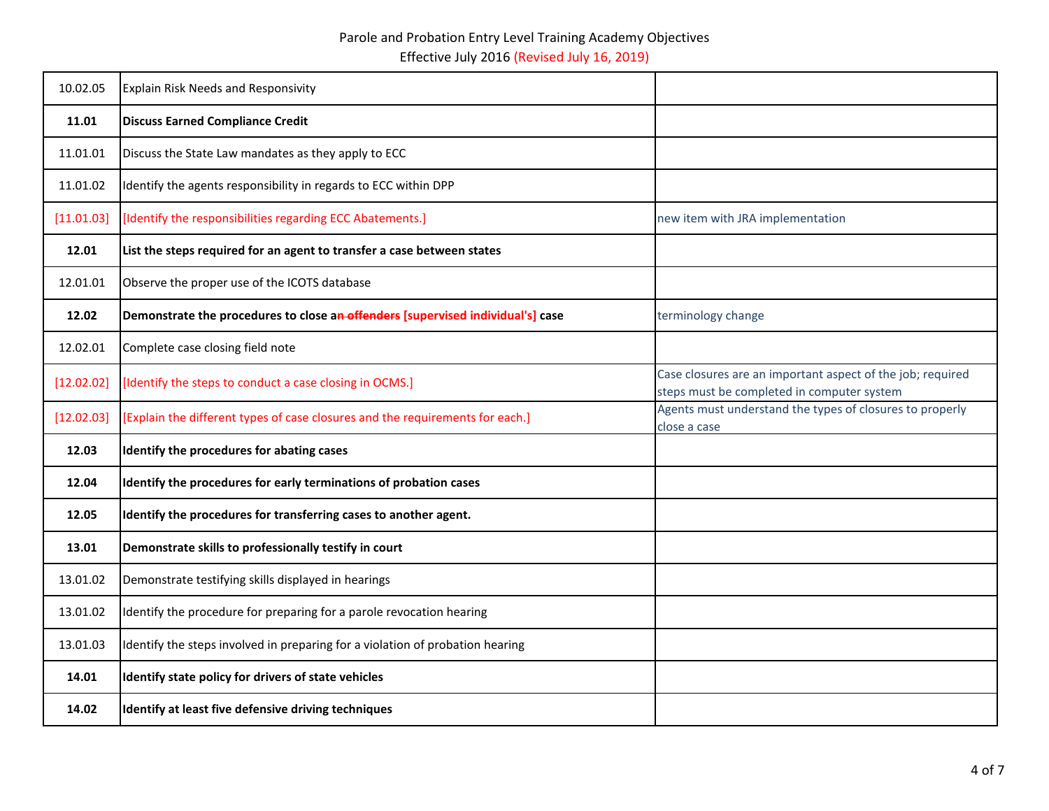Parole and Probation Entry Level Training Academy Objectives
Effective July 2016 (Revised July 16, 2019)

| | | |
|---|---|---|
| 10.02.05 | Explain Risk Needs and Responsivity | |
| **11.01** | **Discuss Earned Compliance Credit** | |
| 11.01.01 | Discuss the State Law mandates as they apply to ECC | |
| 11.01.02 | Identify the agents responsibility in regards to ECC within DPP | |
| [11.01.03] | [Identify the responsibilities regarding ECC Abatements.] | new item with JRA implementation |
| **12.01** | **List the steps required for an agent to transfer a case between states** | |
| 12.01.01 | Observe the proper use of the ICOTS database | |
| **12.02** | **Demonstrate the procedures to close a~~n offenders~~ [supervised individual's] case** | terminology change |
| 12.02.01 | Complete case closing field note | |
| [12.02.02] | [Identify the steps to conduct a case closing in OCMS.] | Case closures are an important aspect of the job; required steps must be completed in computer system |
| [12.02.03] | [Explain the different types of case closures and the requirements for each.] | Agents must understand the types of closures to properly close a case |
| **12.03** | **Identify the procedures for abating cases** | |
| **12.04** | **Identify the procedures for early terminations of probation cases** | |
| **12.05** | **Identify the procedures for transferring cases to another agent.** | |
| **13.01** | **Demonstrate skills to professionally testify in court** | |
| 13.01.02 | Demonstrate testifying skills displayed in hearings | |
| 13.01.02 | Identify the procedure for preparing for a parole revocation hearing | |
| 13.01.03 | Identify the steps involved in preparing for a violation of probation hearing | |
| **14.01** | **Identify state policy for drivers of state vehicles** | |
| **14.02** | **Identify at least five defensive driving techniques** | |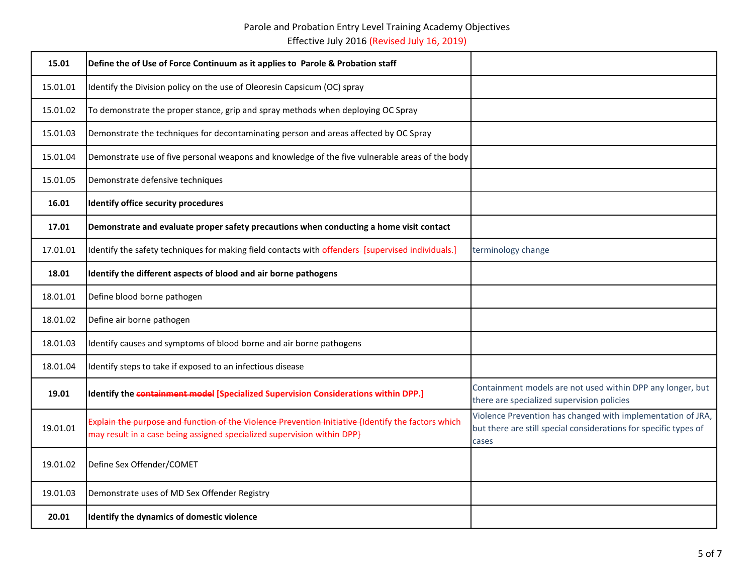Parole and Probation Entry Level Training Academy Objectives
Effective July 2016 (Revised July 16, 2019)

| | | |
|---|---|---|
| **15.01** | **Define the of Use of Force Continuum as it applies to Parole & Probation staff** | |
| 15.01.01 | Identify the Division policy on the use of Oleoresin Capsicum (OC) spray | |
| 15.01.02 | To demonstrate the proper stance, grip and spray methods when deploying OC Spray | |
| 15.01.03 | Demonstrate the techniques for decontaminating person and areas affected by OC Spray | |
| 15.01.04 | Demonstrate use of five personal weapons and knowledge of the five vulnerable areas of the body | |
| 15.01.05 | Demonstrate defensive techniques | |
| **16.01** | **Identify office security procedures** | |
| **17.01** | **Demonstrate and evaluate proper safety precautions when conducting a home visit contact** | |
| 17.01.01 | Identify the safety techniques for making field contacts with ~~offenders~~ [supervised individuals.] | terminology change |
| **18.01** | **Identify the different aspects of blood and air borne pathogens** | |
| 18.01.01 | Define blood borne pathogen | |
| 18.01.02 | Define air borne pathogen | |
| 18.01.03 | Identify causes and symptoms of blood borne and air borne pathogens | |
| 18.01.04 | Identify steps to take if exposed to an infectious disease | |
| **19.01** | **Identify the ~~containment model~~ [Specialized Supervision Considerations within DPP.]** | Containment models are not used within DPP any longer, but there are specialized supervision policies |
| 19.01.01 | ~~Explain the purpose and function of the Violence Prevention Initiative~~ {Identify the factors which may result in a case being assigned specialized supervision within DPP} | Violence Prevention has changed with implementation of JRA, but there are still special considerations for specific types of cases |
| 19.01.02 | Define Sex Offender/COMET | |
| 19.01.03 | Demonstrate uses of MD Sex Offender Registry | |
| **20.01** | **Identify the dynamics of domestic violence** | |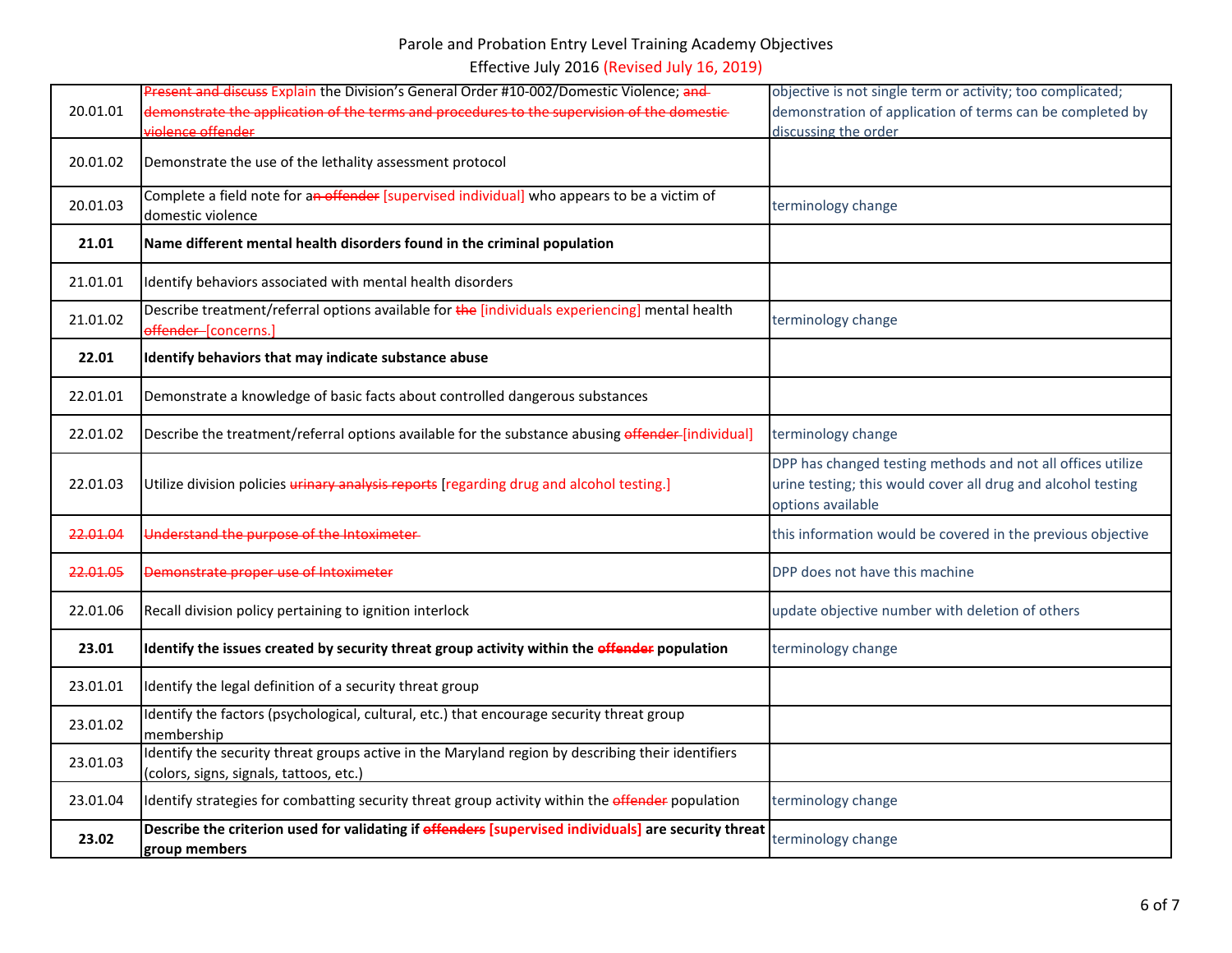Parole and Probation Entry Level Training Academy Objectives

Effective July 2016 (Revised July 16, 2019)

| | | |
|---|---|---|
| 20.01.01 | ~~Present and discuss~~ Explain the Division's General Order #10-002/Domestic Violence; ~~and demonstrate the application of the terms and procedures to the supervision of the domestic violence offender~~ | objective is not single term or activity; too complicated; demonstration of application of terms can be completed by discussing the order |
| 20.01.02 | Demonstrate the use of the lethality assessment protocol | |
| 20.01.03 | Complete a field note for a~~n offender~~ [supervised individual] who appears to be a victim of domestic violence | terminology change |
| **21.01** | **Name different mental health disorders found in the criminal population** | |
| 21.01.01 | Identify behaviors associated with mental health disorders | |
| 21.01.02 | Describe treatment/referral options available for ~~the~~ [individuals experiencing] mental health ~~offender~~ [concerns.] | terminology change |
| **22.01** | **Identify behaviors that may indicate substance abuse** | |
| 22.01.01 | Demonstrate a knowledge of basic facts about controlled dangerous substances | |
| 22.01.02 | Describe the treatment/referral options available for the substance abusing ~~offender~~ [individual] | terminology change |
| 22.01.03 | Utilize division policies ~~urinary analysis reports~~ [regarding drug and alcohol testing.] | DPP has changed testing methods and not all offices utilize urine testing; this would cover all drug and alcohol testing options available |
| ~~22.01.04~~ | ~~Understand the purpose of the Intoximeter~~ | this information would be covered in the previous objective |
| ~~22.01.05~~ | ~~Demonstrate proper use of Intoximeter~~ | DPP does not have this machine |
| 22.01.06 | Recall division policy pertaining to ignition interlock | update objective number with deletion of others |
| **23.01** | **Identify the issues created by security threat group activity within the ~~offender~~ population** | terminology change |
| 23.01.01 | Identify the legal definition of a security threat group | |
| 23.01.02 | Identify the factors (psychological, cultural, etc.) that encourage security threat group membership | |
| 23.01.03 | Identify the security threat groups active in the Maryland region by describing their identifiers (colors, signs, signals, tattoos, etc.) | |
| 23.01.04 | Identify strategies for combatting security threat group activity within the ~~offender~~ population | terminology change |
| **23.02** | **Describe the criterion used for validating if ~~offenders~~ [supervised individuals] are security threat group members** | terminology change |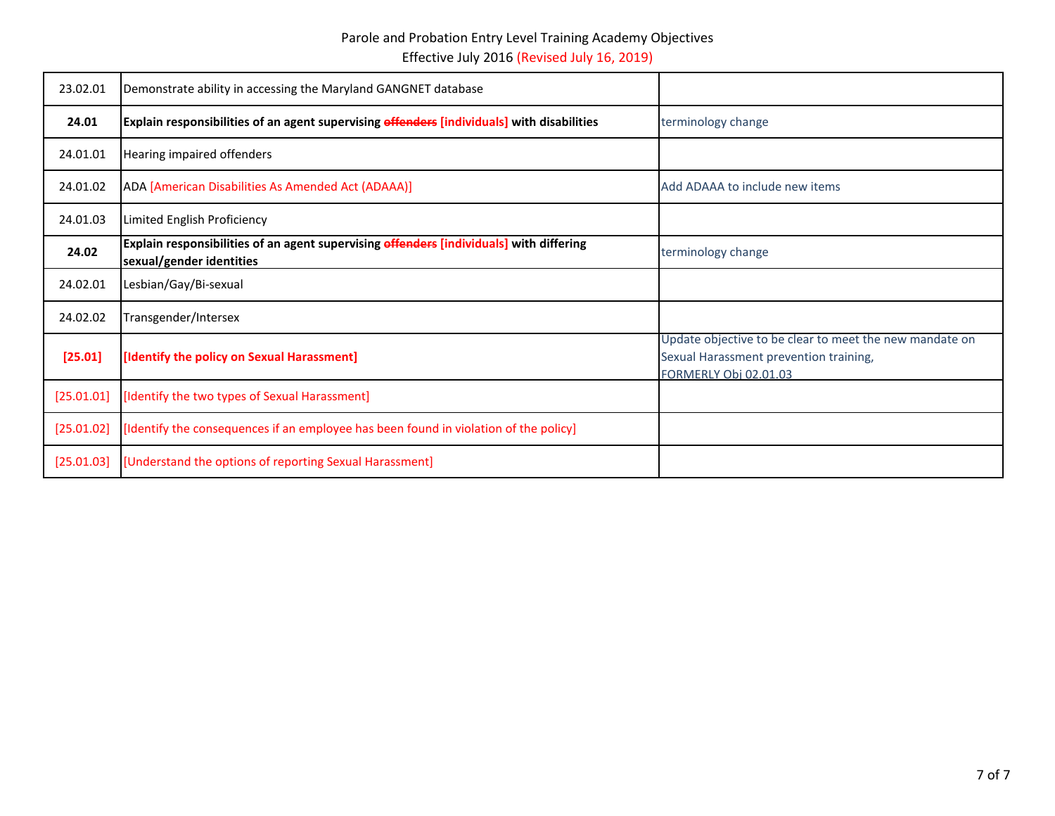Parole and Probation Entry Level Training Academy Objectives

Effective July 2016 (Revised July 16, 2019)

| | | |
|---|---|---|
| 23.02.01 | Demonstrate ability in accessing the Maryland GANGNET database | |
| **24.01** | **Explain responsibilities of an agent supervising ~~offenders~~ [individuals] with disabilities** | terminology change |
| 24.01.01 | Hearing impaired offenders | |
| 24.01.02 | ADA [American Disabilities As Amended Act (ADAAA)] | Add ADAAA to include new items |
| 24.01.03 | Limited English Proficiency | |
| **24.02** | **Explain responsibilities of an agent supervising ~~offenders~~ [individuals] with differing sexual/gender identities** | terminology change |
| 24.02.01 | Lesbian/Gay/Bi-sexual | |
| 24.02.02 | Transgender/Intersex | |
| **[25.01]** | **[Identify the policy on Sexual Harassment]** | Update objective to be clear to meet the new mandate on Sexual Harassment prevention training, FORMERLY Obj 02.01.03 |
| [25.01.01] | [Identify the two types of Sexual Harassment] | |
| [25.01.02] | [Identify the consequences if an employee has been found in violation of the policy] | |
| [25.01.03] | [Understand the options of reporting Sexual Harassment] | |